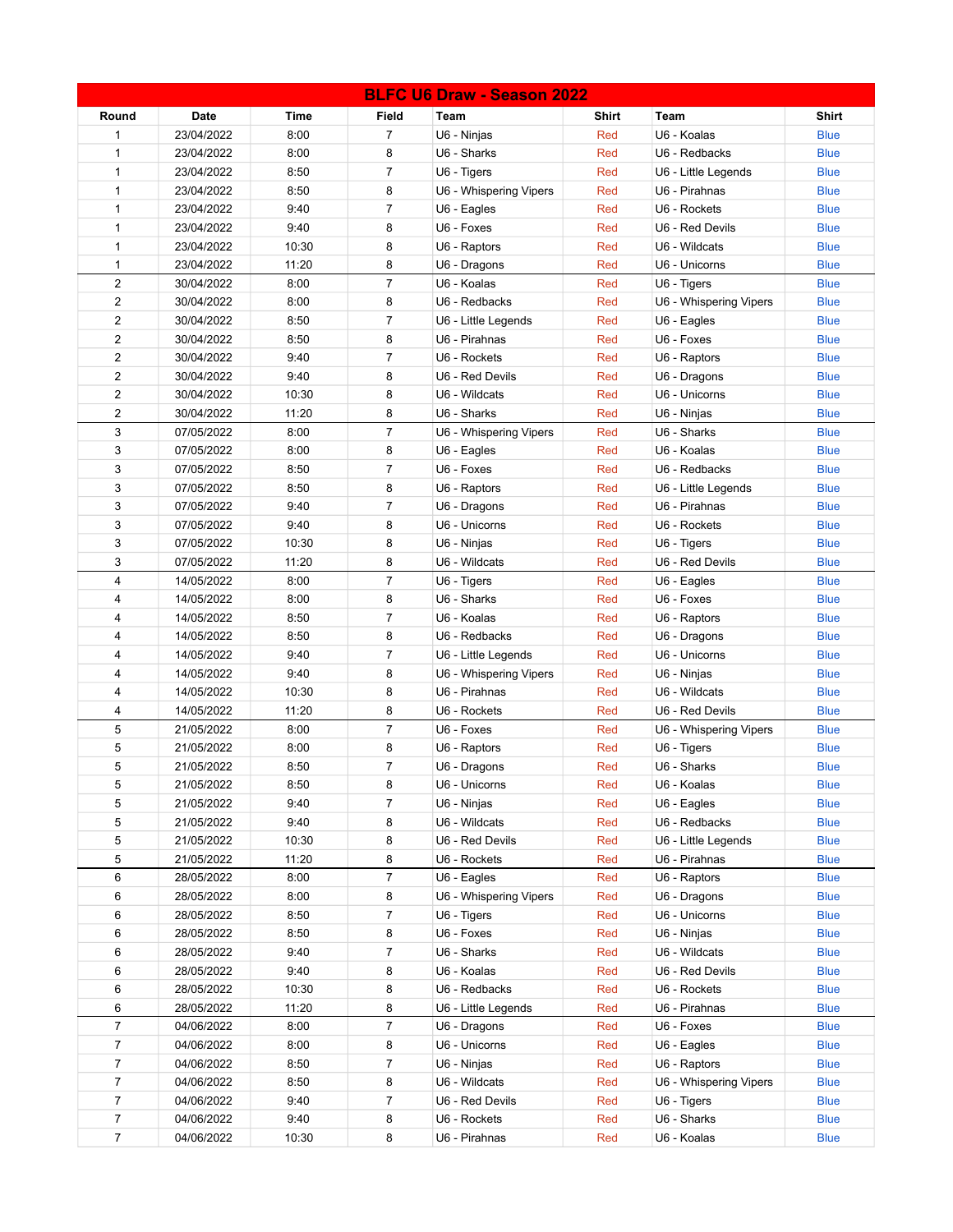# BLFC U6 Draw - Season 2022

| Round | Date | Time | Field | Team | Shirt | Team | Shirt |
|---|---|---|---|---|---|---|---|
| 1 | 23/04/2022 | 8:00 | 7 | U6 - Ninjas | Red | U6 - Koalas | Blue |
| 1 | 23/04/2022 | 8:00 | 8 | U6 - Sharks | Red | U6 - Redbacks | Blue |
| 1 | 23/04/2022 | 8:50 | 7 | U6 - Tigers | Red | U6 - Little Legends | Blue |
| 1 | 23/04/2022 | 8:50 | 8 | U6 - Whispering Vipers | Red | U6 - Pirahnas | Blue |
| 1 | 23/04/2022 | 9:40 | 7 | U6 - Eagles | Red | U6 - Rockets | Blue |
| 1 | 23/04/2022 | 9:40 | 8 | U6 - Foxes | Red | U6 - Red Devils | Blue |
| 1 | 23/04/2022 | 10:30 | 8 | U6 - Raptors | Red | U6 - Wildcats | Blue |
| 1 | 23/04/2022 | 11:20 | 8 | U6 - Dragons | Red | U6 - Unicorns | Blue |
| 2 | 30/04/2022 | 8:00 | 7 | U6 - Koalas | Red | U6 - Tigers | Blue |
| 2 | 30/04/2022 | 8:00 | 8 | U6 - Redbacks | Red | U6 - Whispering Vipers | Blue |
| 2 | 30/04/2022 | 8:50 | 7 | U6 - Little Legends | Red | U6 - Eagles | Blue |
| 2 | 30/04/2022 | 8:50 | 8 | U6 - Pirahnas | Red | U6 - Foxes | Blue |
| 2 | 30/04/2022 | 9:40 | 7 | U6 - Rockets | Red | U6 - Raptors | Blue |
| 2 | 30/04/2022 | 9:40 | 8 | U6 - Red Devils | Red | U6 - Dragons | Blue |
| 2 | 30/04/2022 | 10:30 | 8 | U6 - Wildcats | Red | U6 - Unicorns | Blue |
| 2 | 30/04/2022 | 11:20 | 8 | U6 - Sharks | Red | U6 - Ninjas | Blue |
| 3 | 07/05/2022 | 8:00 | 7 | U6 - Whispering Vipers | Red | U6 - Sharks | Blue |
| 3 | 07/05/2022 | 8:00 | 8 | U6 - Eagles | Red | U6 - Koalas | Blue |
| 3 | 07/05/2022 | 8:50 | 7 | U6 - Foxes | Red | U6 - Redbacks | Blue |
| 3 | 07/05/2022 | 8:50 | 8 | U6 - Raptors | Red | U6 - Little Legends | Blue |
| 3 | 07/05/2022 | 9:40 | 7 | U6 - Dragons | Red | U6 - Pirahnas | Blue |
| 3 | 07/05/2022 | 9:40 | 8 | U6 - Unicorns | Red | U6 - Rockets | Blue |
| 3 | 07/05/2022 | 10:30 | 8 | U6 - Ninjas | Red | U6 - Tigers | Blue |
| 3 | 07/05/2022 | 11:20 | 8 | U6 - Wildcats | Red | U6 - Red Devils | Blue |
| 4 | 14/05/2022 | 8:00 | 7 | U6 - Tigers | Red | U6 - Eagles | Blue |
| 4 | 14/05/2022 | 8:00 | 8 | U6 - Sharks | Red | U6 - Foxes | Blue |
| 4 | 14/05/2022 | 8:50 | 7 | U6 - Koalas | Red | U6 - Raptors | Blue |
| 4 | 14/05/2022 | 8:50 | 8 | U6 - Redbacks | Red | U6 - Dragons | Blue |
| 4 | 14/05/2022 | 9:40 | 7 | U6 - Little Legends | Red | U6 - Unicorns | Blue |
| 4 | 14/05/2022 | 9:40 | 8 | U6 - Whispering Vipers | Red | U6 - Ninjas | Blue |
| 4 | 14/05/2022 | 10:30 | 8 | U6 - Pirahnas | Red | U6 - Wildcats | Blue |
| 4 | 14/05/2022 | 11:20 | 8 | U6 - Rockets | Red | U6 - Red Devils | Blue |
| 5 | 21/05/2022 | 8:00 | 7 | U6 - Foxes | Red | U6 - Whispering Vipers | Blue |
| 5 | 21/05/2022 | 8:00 | 8 | U6 - Raptors | Red | U6 - Tigers | Blue |
| 5 | 21/05/2022 | 8:50 | 7 | U6 - Dragons | Red | U6 - Sharks | Blue |
| 5 | 21/05/2022 | 8:50 | 8 | U6 - Unicorns | Red | U6 - Koalas | Blue |
| 5 | 21/05/2022 | 9:40 | 7 | U6 - Ninjas | Red | U6 - Eagles | Blue |
| 5 | 21/05/2022 | 9:40 | 8 | U6 - Wildcats | Red | U6 - Redbacks | Blue |
| 5 | 21/05/2022 | 10:30 | 8 | U6 - Red Devils | Red | U6 - Little Legends | Blue |
| 5 | 21/05/2022 | 11:20 | 8 | U6 - Rockets | Red | U6 - Pirahnas | Blue |
| 6 | 28/05/2022 | 8:00 | 7 | U6 - Eagles | Red | U6 - Raptors | Blue |
| 6 | 28/05/2022 | 8:00 | 8 | U6 - Whispering Vipers | Red | U6 - Dragons | Blue |
| 6 | 28/05/2022 | 8:50 | 7 | U6 - Tigers | Red | U6 - Unicorns | Blue |
| 6 | 28/05/2022 | 8:50 | 8 | U6 - Foxes | Red | U6 - Ninjas | Blue |
| 6 | 28/05/2022 | 9:40 | 7 | U6 - Sharks | Red | U6 - Wildcats | Blue |
| 6 | 28/05/2022 | 9:40 | 8 | U6 - Koalas | Red | U6 - Red Devils | Blue |
| 6 | 28/05/2022 | 10:30 | 8 | U6 - Redbacks | Red | U6 - Rockets | Blue |
| 6 | 28/05/2022 | 11:20 | 8 | U6 - Little Legends | Red | U6 - Pirahnas | Blue |
| 7 | 04/06/2022 | 8:00 | 7 | U6 - Dragons | Red | U6 - Foxes | Blue |
| 7 | 04/06/2022 | 8:00 | 8 | U6 - Unicorns | Red | U6 - Eagles | Blue |
| 7 | 04/06/2022 | 8:50 | 7 | U6 - Ninjas | Red | U6 - Raptors | Blue |
| 7 | 04/06/2022 | 8:50 | 8 | U6 - Wildcats | Red | U6 - Whispering Vipers | Blue |
| 7 | 04/06/2022 | 9:40 | 7 | U6 - Red Devils | Red | U6 - Tigers | Blue |
| 7 | 04/06/2022 | 9:40 | 8 | U6 - Rockets | Red | U6 - Sharks | Blue |
| 7 | 04/06/2022 | 10:30 | 8 | U6 - Pirahnas | Red | U6 - Koalas | Blue |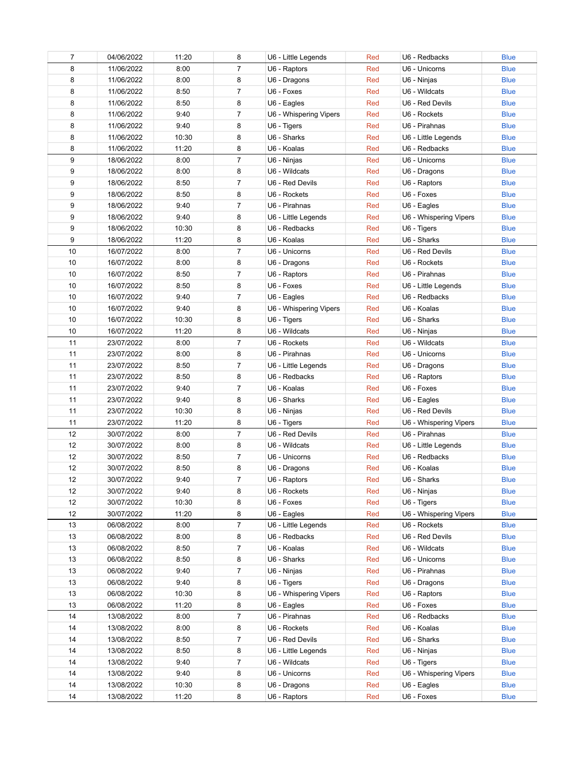| 7 | 04/06/2022 | 11:20 | 8 | U6 - Little Legends | Red | U6 - Redbacks | Blue |
|---|---|---|---|---|---|---|---|
| 8 | 11/06/2022 | 8:00 | 7 | U6 - Raptors | Red | U6 - Unicorns | Blue |
| 8 | 11/06/2022 | 8:00 | 8 | U6 - Dragons | Red | U6 - Ninjas | Blue |
| 8 | 11/06/2022 | 8:50 | 7 | U6 - Foxes | Red | U6 - Wildcats | Blue |
| 8 | 11/06/2022 | 8:50 | 8 | U6 - Eagles | Red | U6 - Red Devils | Blue |
| 8 | 11/06/2022 | 9:40 | 7 | U6 - Whispering Vipers | Red | U6 - Rockets | Blue |
| 8 | 11/06/2022 | 9:40 | 8 | U6 - Tigers | Red | U6 - Pirahnas | Blue |
| 8 | 11/06/2022 | 10:30 | 8 | U6 - Sharks | Red | U6 - Little Legends | Blue |
| 8 | 11/06/2022 | 11:20 | 8 | U6 - Koalas | Red | U6 - Redbacks | Blue |
| 9 | 18/06/2022 | 8:00 | 7 | U6 - Ninjas | Red | U6 - Unicorns | Blue |
| 9 | 18/06/2022 | 8:00 | 8 | U6 - Wildcats | Red | U6 - Dragons | Blue |
| 9 | 18/06/2022 | 8:50 | 7 | U6 - Red Devils | Red | U6 - Raptors | Blue |
| 9 | 18/06/2022 | 8:50 | 8 | U6 - Rockets | Red | U6 - Foxes | Blue |
| 9 | 18/06/2022 | 9:40 | 7 | U6 - Pirahnas | Red | U6 - Eagles | Blue |
| 9 | 18/06/2022 | 9:40 | 8 | U6 - Little Legends | Red | U6 - Whispering Vipers | Blue |
| 9 | 18/06/2022 | 10:30 | 8 | U6 - Redbacks | Red | U6 - Tigers | Blue |
| 9 | 18/06/2022 | 11:20 | 8 | U6 - Koalas | Red | U6 - Sharks | Blue |
| 10 | 16/07/2022 | 8:00 | 7 | U6 - Unicorns | Red | U6 - Red Devils | Blue |
| 10 | 16/07/2022 | 8:00 | 8 | U6 - Dragons | Red | U6 - Rockets | Blue |
| 10 | 16/07/2022 | 8:50 | 7 | U6 - Raptors | Red | U6 - Pirahnas | Blue |
| 10 | 16/07/2022 | 8:50 | 8 | U6 - Foxes | Red | U6 - Little Legends | Blue |
| 10 | 16/07/2022 | 9:40 | 7 | U6 - Eagles | Red | U6 - Redbacks | Blue |
| 10 | 16/07/2022 | 9:40 | 8 | U6 - Whispering Vipers | Red | U6 - Koalas | Blue |
| 10 | 16/07/2022 | 10:30 | 8 | U6 - Tigers | Red | U6 - Sharks | Blue |
| 10 | 16/07/2022 | 11:20 | 8 | U6 - Wildcats | Red | U6 - Ninjas | Blue |
| 11 | 23/07/2022 | 8:00 | 7 | U6 - Rockets | Red | U6 - Wildcats | Blue |
| 11 | 23/07/2022 | 8:00 | 8 | U6 - Pirahnas | Red | U6 - Unicorns | Blue |
| 11 | 23/07/2022 | 8:50 | 7 | U6 - Little Legends | Red | U6 - Dragons | Blue |
| 11 | 23/07/2022 | 8:50 | 8 | U6 - Redbacks | Red | U6 - Raptors | Blue |
| 11 | 23/07/2022 | 9:40 | 7 | U6 - Koalas | Red | U6 - Foxes | Blue |
| 11 | 23/07/2022 | 9:40 | 8 | U6 - Sharks | Red | U6 - Eagles | Blue |
| 11 | 23/07/2022 | 10:30 | 8 | U6 - Ninjas | Red | U6 - Red Devils | Blue |
| 11 | 23/07/2022 | 11:20 | 8 | U6 - Tigers | Red | U6 - Whispering Vipers | Blue |
| 12 | 30/07/2022 | 8:00 | 7 | U6 - Red Devils | Red | U6 - Pirahnas | Blue |
| 12 | 30/07/2022 | 8:00 | 8 | U6 - Wildcats | Red | U6 - Little Legends | Blue |
| 12 | 30/07/2022 | 8:50 | 7 | U6 - Unicorns | Red | U6 - Redbacks | Blue |
| 12 | 30/07/2022 | 8:50 | 8 | U6 - Dragons | Red | U6 - Koalas | Blue |
| 12 | 30/07/2022 | 9:40 | 7 | U6 - Raptors | Red | U6 - Sharks | Blue |
| 12 | 30/07/2022 | 9:40 | 8 | U6 - Rockets | Red | U6 - Ninjas | Blue |
| 12 | 30/07/2022 | 10:30 | 8 | U6 - Foxes | Red | U6 - Tigers | Blue |
| 12 | 30/07/2022 | 11:20 | 8 | U6 - Eagles | Red | U6 - Whispering Vipers | Blue |
| 13 | 06/08/2022 | 8:00 | 7 | U6 - Little Legends | Red | U6 - Rockets | Blue |
| 13 | 06/08/2022 | 8:00 | 8 | U6 - Redbacks | Red | U6 - Red Devils | Blue |
| 13 | 06/08/2022 | 8:50 | 7 | U6 - Koalas | Red | U6 - Wildcats | Blue |
| 13 | 06/08/2022 | 8:50 | 8 | U6 - Sharks | Red | U6 - Unicorns | Blue |
| 13 | 06/08/2022 | 9:40 | 7 | U6 - Ninjas | Red | U6 - Pirahnas | Blue |
| 13 | 06/08/2022 | 9:40 | 8 | U6 - Tigers | Red | U6 - Dragons | Blue |
| 13 | 06/08/2022 | 10:30 | 8 | U6 - Whispering Vipers | Red | U6 - Raptors | Blue |
| 13 | 06/08/2022 | 11:20 | 8 | U6 - Eagles | Red | U6 - Foxes | Blue |
| 14 | 13/08/2022 | 8:00 | 7 | U6 - Pirahnas | Red | U6 - Redbacks | Blue |
| 14 | 13/08/2022 | 8:00 | 8 | U6 - Rockets | Red | U6 - Koalas | Blue |
| 14 | 13/08/2022 | 8:50 | 7 | U6 - Red Devils | Red | U6 - Sharks | Blue |
| 14 | 13/08/2022 | 8:50 | 8 | U6 - Little Legends | Red | U6 - Ninjas | Blue |
| 14 | 13/08/2022 | 9:40 | 7 | U6 - Wildcats | Red | U6 - Tigers | Blue |
| 14 | 13/08/2022 | 9:40 | 8 | U6 - Unicorns | Red | U6 - Whispering Vipers | Blue |
| 14 | 13/08/2022 | 10:30 | 8 | U6 - Dragons | Red | U6 - Eagles | Blue |
| 14 | 13/08/2022 | 11:20 | 8 | U6 - Raptors | Red | U6 - Foxes | Blue |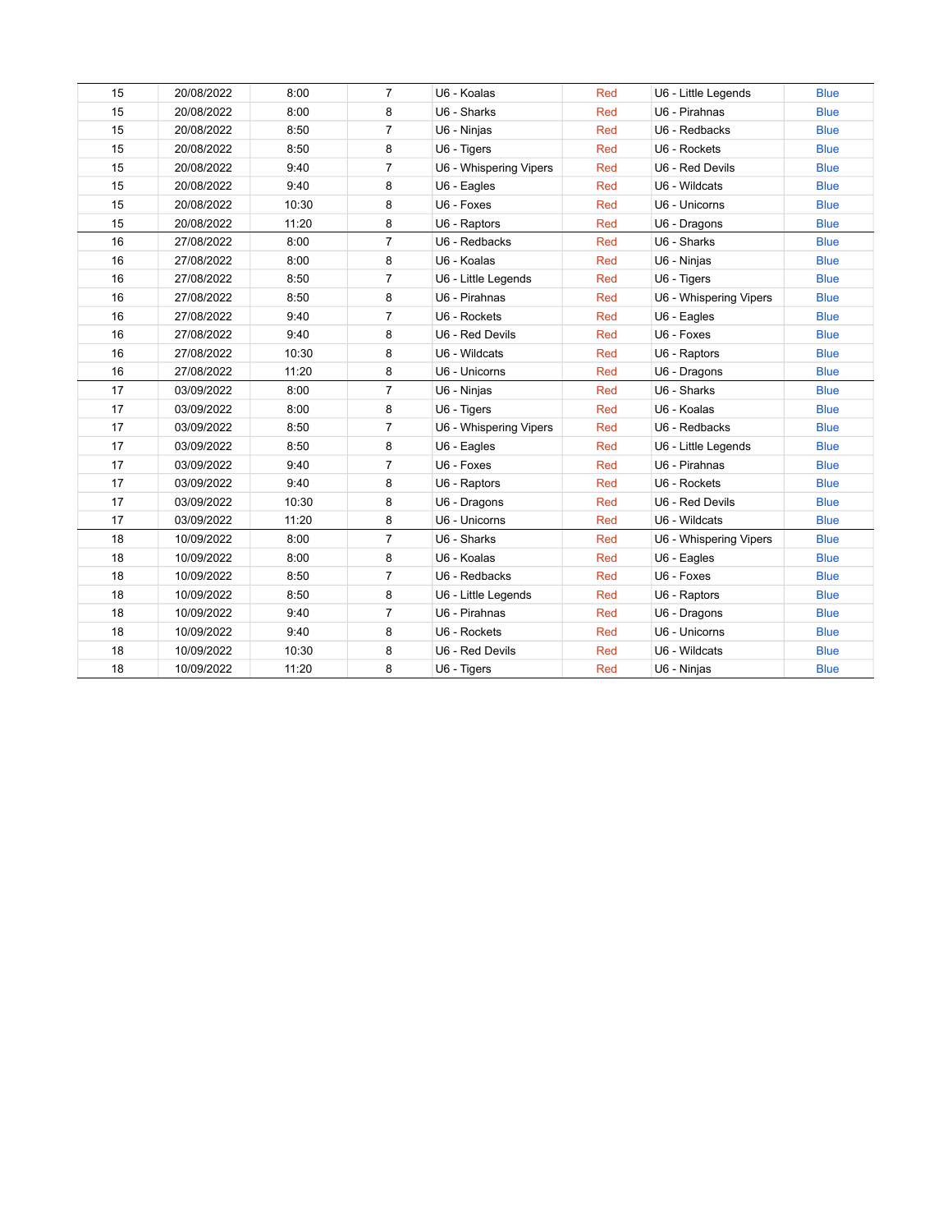| | | | | | | | |
|---|---|---|---|---|---|---|---|
| 15 | 20/08/2022 | 8:00 | 7 | U6 - Koalas | Red | U6 - Little Legends | Blue |
| 15 | 20/08/2022 | 8:00 | 8 | U6 - Sharks | Red | U6 - Pirahnas | Blue |
| 15 | 20/08/2022 | 8:50 | 7 | U6 - Ninjas | Red | U6 - Redbacks | Blue |
| 15 | 20/08/2022 | 8:50 | 8 | U6 - Tigers | Red | U6 - Rockets | Blue |
| 15 | 20/08/2022 | 9:40 | 7 | U6 - Whispering Vipers | Red | U6 - Red Devils | Blue |
| 15 | 20/08/2022 | 9:40 | 8 | U6 - Eagles | Red | U6 - Wildcats | Blue |
| 15 | 20/08/2022 | 10:30 | 8 | U6 - Foxes | Red | U6 - Unicorns | Blue |
| 15 | 20/08/2022 | 11:20 | 8 | U6 - Raptors | Red | U6 - Dragons | Blue |
| 16 | 27/08/2022 | 8:00 | 7 | U6 - Redbacks | Red | U6 - Sharks | Blue |
| 16 | 27/08/2022 | 8:00 | 8 | U6 - Koalas | Red | U6 - Ninjas | Blue |
| 16 | 27/08/2022 | 8:50 | 7 | U6 - Little Legends | Red | U6 - Tigers | Blue |
| 16 | 27/08/2022 | 8:50 | 8 | U6 - Pirahnas | Red | U6 - Whispering Vipers | Blue |
| 16 | 27/08/2022 | 9:40 | 7 | U6 - Rockets | Red | U6 - Eagles | Blue |
| 16 | 27/08/2022 | 9:40 | 8 | U6 - Red Devils | Red | U6 - Foxes | Blue |
| 16 | 27/08/2022 | 10:30 | 8 | U6 - Wildcats | Red | U6 - Raptors | Blue |
| 16 | 27/08/2022 | 11:20 | 8 | U6 - Unicorns | Red | U6 - Dragons | Blue |
| 17 | 03/09/2022 | 8:00 | 7 | U6 - Ninjas | Red | U6 - Sharks | Blue |
| 17 | 03/09/2022 | 8:00 | 8 | U6 - Tigers | Red | U6 - Koalas | Blue |
| 17 | 03/09/2022 | 8:50 | 7 | U6 - Whispering Vipers | Red | U6 - Redbacks | Blue |
| 17 | 03/09/2022 | 8:50 | 8 | U6 - Eagles | Red | U6 - Little Legends | Blue |
| 17 | 03/09/2022 | 9:40 | 7 | U6 - Foxes | Red | U6 - Pirahnas | Blue |
| 17 | 03/09/2022 | 9:40 | 8 | U6 - Raptors | Red | U6 - Rockets | Blue |
| 17 | 03/09/2022 | 10:30 | 8 | U6 - Dragons | Red | U6 - Red Devils | Blue |
| 17 | 03/09/2022 | 11:20 | 8 | U6 - Unicorns | Red | U6 - Wildcats | Blue |
| 18 | 10/09/2022 | 8:00 | 7 | U6 - Sharks | Red | U6 - Whispering Vipers | Blue |
| 18 | 10/09/2022 | 8:00 | 8 | U6 - Koalas | Red | U6 - Eagles | Blue |
| 18 | 10/09/2022 | 8:50 | 7 | U6 - Redbacks | Red | U6 - Foxes | Blue |
| 18 | 10/09/2022 | 8:50 | 8 | U6 - Little Legends | Red | U6 - Raptors | Blue |
| 18 | 10/09/2022 | 9:40 | 7 | U6 - Pirahnas | Red | U6 - Dragons | Blue |
| 18 | 10/09/2022 | 9:40 | 8 | U6 - Rockets | Red | U6 - Unicorns | Blue |
| 18 | 10/09/2022 | 10:30 | 8 | U6 - Red Devils | Red | U6 - Wildcats | Blue |
| 18 | 10/09/2022 | 11:20 | 8 | U6 - Tigers | Red | U6 - Ninjas | Blue |